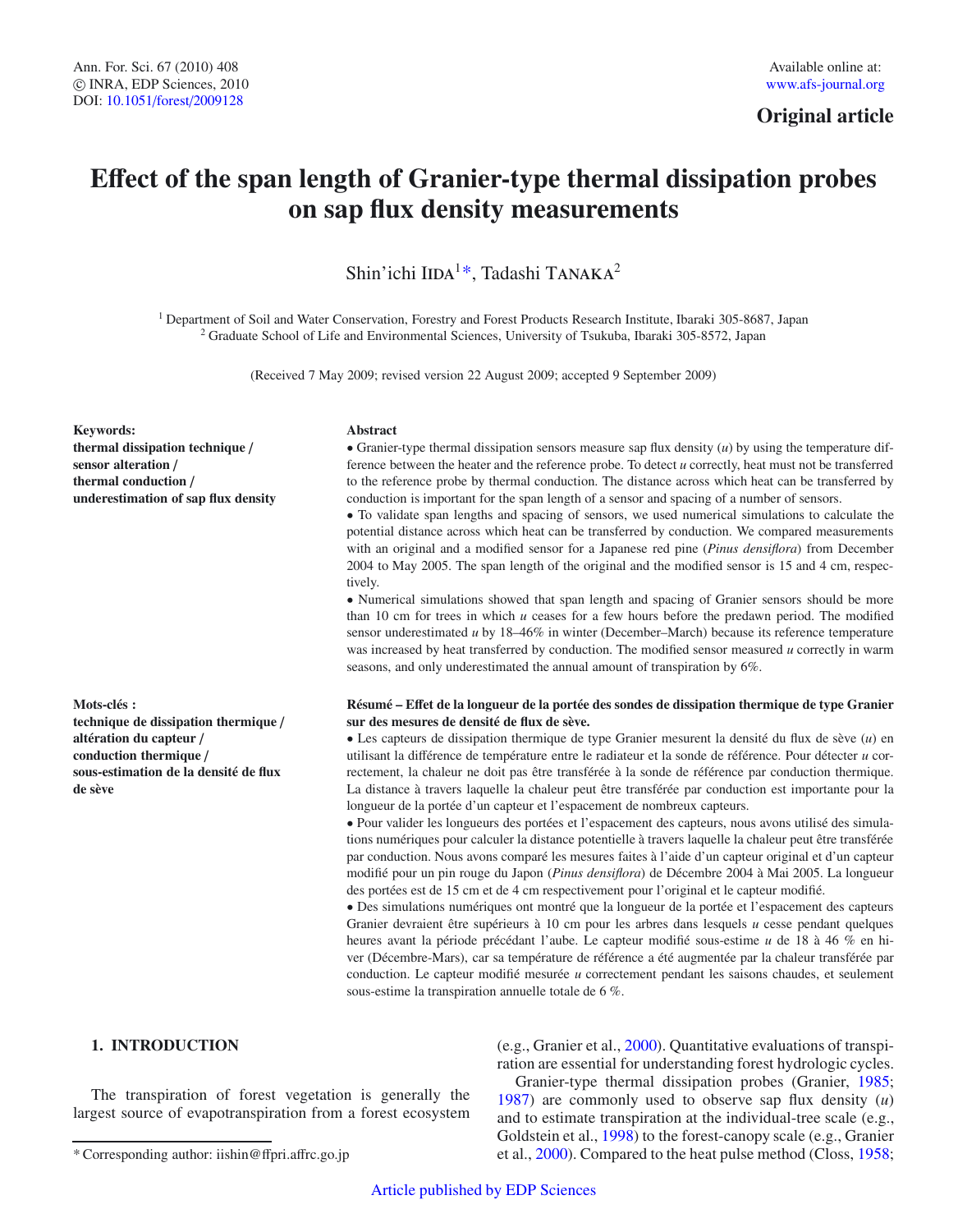Original article

# Effect of the span length of Granier-type thermal dissipation probes on sap flux density measurements

Shin'ichi IIDA[1*], Tadashi TANAKA[2]

[1] Department of Soil and Water Conservation, Forestry and Forest Products Research Institute, Ibaraki 305-8687, Japan
[2] Graduate School of Life and Environmental Sciences, University of Tsukuba, Ibaraki 305-8572, Japan

(Received 7 May 2009; revised version 22 August 2009; accepted 9 September 2009)

**Keywords:**
**thermal dissipation technique / sensor alteration / thermal conduction / underestimation of sap flux density**

**Abstract**

• Granier-type thermal dissipation sensors measure sap flux density ($u$) by using the temperature difference between the heater and the reference probe. To detect $u$ correctly, heat must not be transferred to the reference probe by thermal conduction. The distance across which heat can be transferred by conduction is important for the span length of a sensor and spacing of a number of sensors.

• To validate span lengths and spacing of sensors, we used numerical simulations to calculate the potential distance across which heat can be transferred by conduction. We compared measurements with an original and a modified sensor for a Japanese red pine (*Pinus densiflora*) from December 2004 to May 2005. The span length of the original and the modified sensor is 15 and 4 cm, respectively.

• Numerical simulations showed that span length and spacing of Granier sensors should be more than 10 cm for trees in which $u$ ceases for a few hours before the predawn period. The modified sensor underestimated $u$ by 18–46% in winter (December–March) because its reference temperature was increased by heat transferred by conduction. The modified sensor measured $u$ correctly in warm seasons, and only underestimated the annual amount of transpiration by 6%.

**Mots-clés :**
**technique de dissipation thermique / altération du capteur / conduction thermique / sous-estimation de la densité de flux de sève**

**Résumé – Effet de la longueur de la portée des sondes de dissipation thermique de type Granier sur des mesures de densité de flux de sève.**

• Les capteurs de dissipation thermique de type Granier mesurent la densité du flux de sève ($u$) en utilisant la différence de température entre le radiateur et la sonde de référence. Pour détecter $u$ correctement, la chaleur ne doit pas être transférée à la sonde de référence par conduction thermique. La distance à travers laquelle la chaleur peut être transférée par conduction est importante pour la longueur de la portée d'un capteur et l'espacement de nombreux capteurs.

• Pour valider les longueurs des portées et l'espacement des capteurs, nous avons utilisé des simulations numériques pour calculer la distance potentielle à travers laquelle la chaleur peut être transférée par conduction. Nous avons comparé les mesures faites à l'aide d'un capteur original et d'un capteur modifié pour un pin rouge du Japon (*Pinus densiflora*) de Décembre 2004 à Mai 2005. La longueur des portées est de 15 cm et de 4 cm respectivement pour l'original et le capteur modifié.

• Des simulations numériques ont montré que la longueur de la portée et l'espacement des capteurs Granier devraient être supérieurs à 10 cm pour les arbres dans lesquels $u$ cesse pendant quelques heures avant la période précédant l'aube. Le capteur modifié sous-estime $u$ de 18 à 46 % en hiver (Décembre-Mars), car sa température de référence a été augmentée par la chaleur transférée par conduction. Le capteur modifié mesurée $u$ correctement pendant les saisons chaudes, et seulement sous-estime la transpiration annuelle totale de 6 %.

## 1. INTRODUCTION

The transpiration of forest vegetation is generally the largest source of evapotranspiration from a forest ecosystem (e.g., Granier et al., 2000). Quantitative evaluations of transpiration are essential for understanding forest hydrologic cycles.

Granier-type thermal dissipation probes (Granier, 1985; 1987) are commonly used to observe sap flux density ($u$) and to estimate transpiration at the individual-tree scale (e.g., Goldstein et al., 1998) to the forest-canopy scale (e.g., Granier et al., 2000). Compared to the heat pulse method (Closs, 1958;

* Corresponding author: iishin@ffpri.affrc.go.jp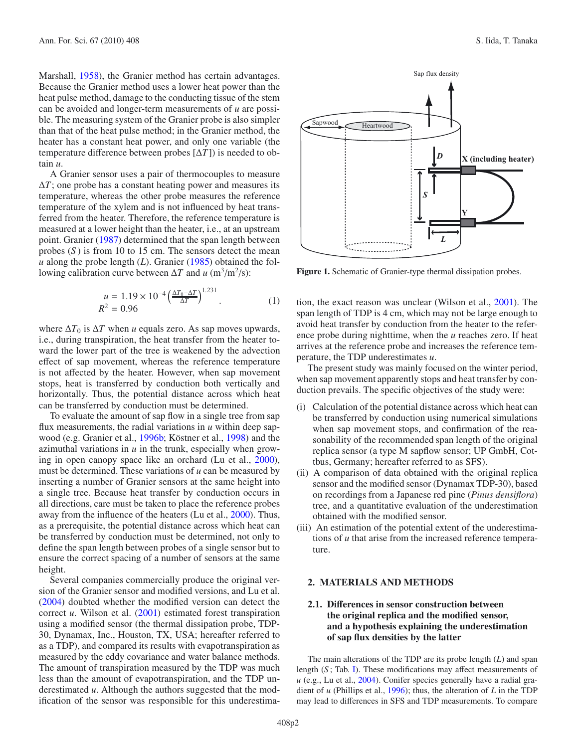Marshall, 1958), the Granier method has certain advantages. Because the Granier method uses a lower heat power than the heat pulse method, damage to the conducting tissue of the stem can be avoided and longer-term measurements of $u$ are possible. The measuring system of the Granier probe is also simpler than that of the heat pulse method; in the Granier method, the heater has a constant heat power, and only one variable (the temperature difference between probes [$\Delta T$]) is needed to obtain $u$.

A Granier sensor uses a pair of thermocouples to measure $\Delta T$; one probe has a constant heating power and measures its temperature, whereas the other probe measures the reference temperature of the xylem and is not influenced by heat transferred from the heater. Therefore, the reference temperature is measured at a lower height than the heater, i.e., at an upstream point. Granier (1987) determined that the span length between probes ($S$) is from 10 to 15 cm. The sensors detect the mean $u$ along the probe length ($L$). Granier (1985) obtained the following calibration curve between $\Delta T$ and $u$ ($m^3/m^2/s$):

$$u = 1.19 \times 10^{-4} \left(\frac{\Delta T_0 - \Delta T}{\Delta T}\right)^{1.231}, \quad R^2 = 0.96 \tag{1}$$

where $\Delta T_0$ is $\Delta T$ when $u$ equals zero. As sap moves upwards, i.e., during transpiration, the heat transfer from the heater toward the lower part of the tree is weakened by the advection effect of sap movement, whereas the reference temperature is not affected by the heater. However, when sap movement stops, heat is transferred by conduction both vertically and horizontally. Thus, the potential distance across which heat can be transferred by conduction must be determined.

To evaluate the amount of sap flow in a single tree from sap flux measurements, the radial variations in $u$ within deep sapwood (e.g. Granier et al., 1996b; Köstner et al., 1998) and the azimuthal variations in $u$ in the trunk, especially when growing in open canopy space like an orchard (Lu et al., 2000), must be determined. These variations of $u$ can be measured by inserting a number of Granier sensors at the same height into a single tree. Because heat transfer by conduction occurs in all directions, care must be taken to place the reference probes away from the influence of the heaters (Lu et al., 2000). Thus, as a prerequisite, the potential distance across which heat can be transferred by conduction must be determined, not only to define the span length between probes of a single sensor but to ensure the correct spacing of a number of sensors at the same height.

Several companies commercially produce the original version of the Granier sensor and modified versions, and Lu et al. (2004) doubted whether the modified version can detect the correct $u$. Wilson et al. (2001) estimated forest transpiration using a modified sensor (the thermal dissipation probe, TDP-30, Dynamax, Inc., Houston, TX, USA; hereafter referred to as a TDP), and compared its results with evapotranspiration as measured by the eddy covariance and water balance methods. The amount of transpiration measured by the TDP was much less than the amount of evapotranspiration, and the TDP underestimated $u$. Although the authors suggested that the modification of the sensor was responsible for this underestimation, the exact reason was unclear (Wilson et al., 2001). The span length of TDP is 4 cm, which may not be large enough to avoid heat transfer by conduction from the heater to the reference probe during nighttime, when the $u$ reaches zero. If heat arrives at the reference probe and increases the reference temperature, the TDP underestimates $u$.

Figure 1. Schematic of Granier-type thermal dissipation probes.

The present study was mainly focused on the winter period, when sap movement apparently stops and heat transfer by conduction prevails. The specific objectives of the study were:

(i) Calculation of the potential distance across which heat can be transferred by conduction using numerical simulations when sap movement stops, and confirmation of the reasonability of the recommended span length of the original replica sensor (a type M sapflow sensor; UP GmbH, Cottbus, Germany; hereafter referred to as SFS).

(ii) A comparison of data obtained with the original replica sensor and the modified sensor (Dynamax TDP-30), based on recordings from a Japanese red pine (*Pinus densiflora*) tree, and a quantitative evaluation of the underestimation obtained with the modified sensor.

(iii) An estimation of the potential extent of the underestimations of $u$ that arise from the increased reference temperature.

## 2. MATERIALS AND METHODS

### 2.1. Differences in sensor construction between the original replica and the modified sensor, and a hypothesis explaining the underestimation of sap flux densities by the latter

The main alterations of the TDP are its probe length ($L$) and span length ($S$; Tab. I). These modifications may affect measurements of $u$ (e.g., Lu et al., 2004). Conifer species generally have a radial gradient of $u$ (Phillips et al., 1996); thus, the alteration of $L$ in the TDP may lead to differences in SFS and TDP measurements. To compare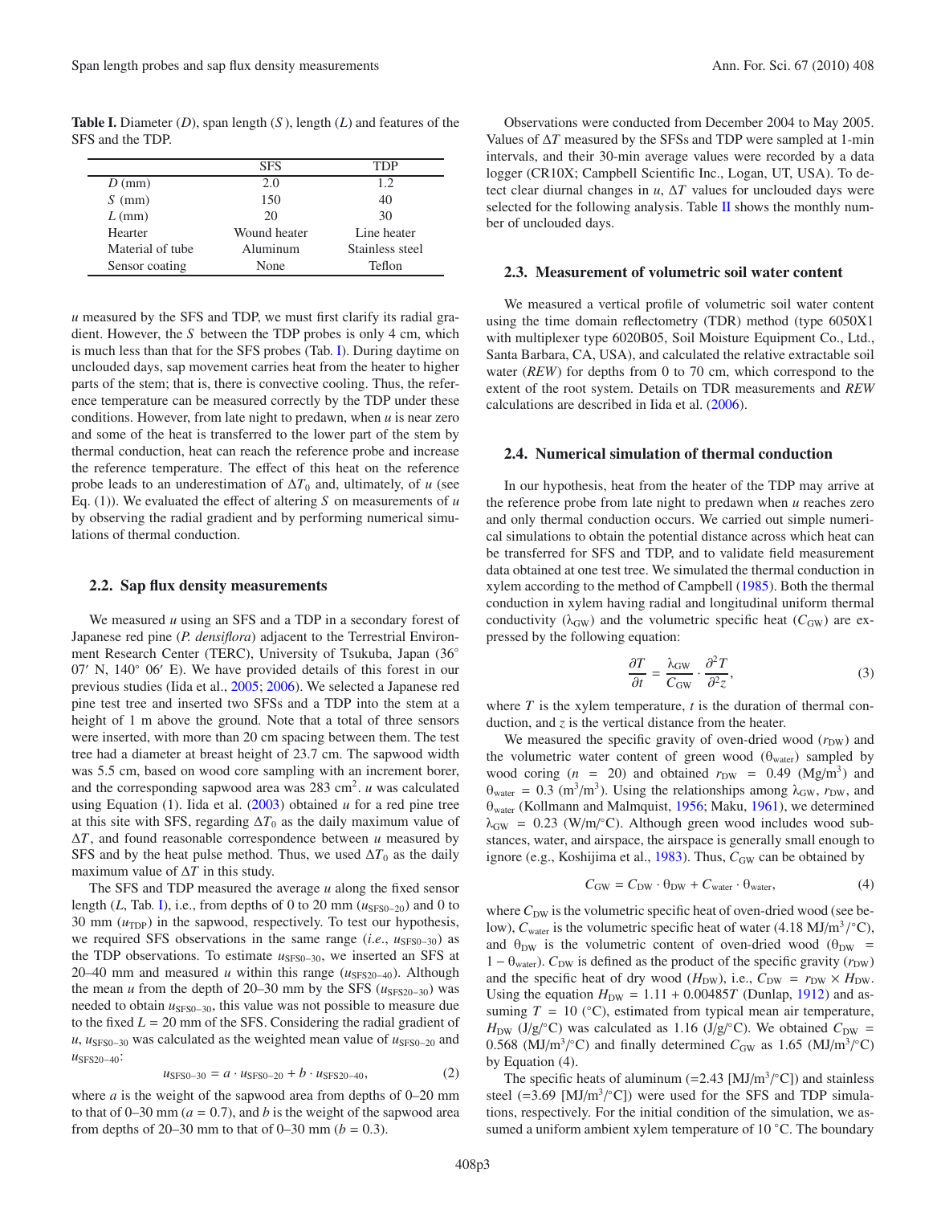**Table I.** Diameter ($D$), span length ($S$), length ($L$) and features of the SFS and the TDP.

| | SFS | TDP |
|---|---|---|
| $D$ (mm) | 2.0 | 1.2 |
| $S$ (mm) | 150 | 40 |
| $L$ (mm) | 20 | 30 |
| Hearter | Wound heater | Line heater |
| Material of tube | Aluminum | Stainless steel |
| Sensor coating | None | Teflon |

$u$ measured by the SFS and TDP, we must first clarify its radial gradient. However, the $S$ between the TDP probes is only 4 cm, which is much less than that for the SFS probes (Tab. I). During daytime on unclouded days, sap movement carries heat from the heater to higher parts of the stem; that is, there is convective cooling. Thus, the reference temperature can be measured correctly by the TDP under these conditions. However, from late night to predawn, when $u$ is near zero and some of the heat is transferred to the lower part of the stem by thermal conduction, heat can reach the reference probe and increase the reference temperature. The effect of this heat on the reference probe leads to an underestimation of $\Delta T_0$ and, ultimately, of $u$ (see Eq. (1)). We evaluated the effect of altering $S$ on measurements of $u$ by observing the radial gradient and by performing numerical simulations of thermal conduction.

## 2.2. Sap flux density measurements

We measured $u$ using an SFS and a TDP in a secondary forest of Japanese red pine (*P. densiflora*) adjacent to the Terrestrial Environment Research Center (TERC), University of Tsukuba, Japan (36° 07′ N, 140° 06′ E). We have provided details of this forest in our previous studies (Iida et al., 2005; 2006). We selected a Japanese red pine test tree and inserted two SFSs and a TDP into the stem at a height of 1 m above the ground. Note that a total of three sensors were inserted, with more than 20 cm spacing between them. The test tree had a diameter at breast height of 23.7 cm. The sapwood width was 5.5 cm, based on wood core sampling with an increment borer, and the corresponding sapwood area was 283 cm$^2$. $u$ was calculated using Equation (1). Iida et al. (2003) obtained $u$ for a red pine tree at this site with SFS, regarding $\Delta T_0$ as the daily maximum value of $\Delta T$, and found reasonable correspondence between $u$ measured by SFS and by the heat pulse method. Thus, we used $\Delta T_0$ as the daily maximum value of $\Delta T$ in this study.

The SFS and TDP measured the average $u$ along the fixed sensor length ($L$, Tab. I), i.e., from depths of 0 to 20 mm ($u_{SFS0-20}$) and 0 to 30 mm ($u_{TDP}$) in the sapwood, respectively. To test our hypothesis, we required SFS observations in the same range (*i.e.*, $u_{SFS0-30}$) as the TDP observations. To estimate $u_{SFS0-30}$, we inserted an SFS at 20–40 mm and measured $u$ within this range ($u_{SFS20-40}$). Although the mean $u$ from the depth of 20–30 mm by the SFS ($u_{SFS20-30}$) was needed to obtain $u_{SFS0-30}$, this value was not possible to measure due to the fixed $L$ = 20 mm of the SFS. Considering the radial gradient of $u$, $u_{SFS0-30}$ was calculated as the weighted mean value of $u_{SFS0-20}$ and $u_{SFS20-40}$:

$$u_{SFS0-30} = a \cdot u_{SFS0-20} + b \cdot u_{SFS20-40}, \tag{2}$$

where $a$ is the weight of the sapwood area from depths of 0–20 mm to that of 0–30 mm ($a$ = 0.7), and $b$ is the weight of the sapwood area from depths of 20–30 mm to that of 0–30 mm ($b$ = 0.3).

Observations were conducted from December 2004 to May 2005. Values of $\Delta T$ measured by the SFSs and TDP were sampled at 1-min intervals, and their 30-min average values were recorded by a data logger (CR10X; Campbell Scientific Inc., Logan, UT, USA). To detect clear diurnal changes in $u$, $\Delta T$ values for unclouded days were selected for the following analysis. Table II shows the monthly number of unclouded days.

## 2.3. Measurement of volumetric soil water content

We measured a vertical profile of volumetric soil water content using the time domain reflectometry (TDR) method (type 6050X1 with multiplexer type 6020B05, Soil Moisture Equipment Co., Ltd., Santa Barbara, CA, USA), and calculated the relative extractable soil water (*REW*) for depths from 0 to 70 cm, which correspond to the extent of the root system. Details on TDR measurements and *REW* calculations are described in Iida et al. (2006).

## 2.4. Numerical simulation of thermal conduction

In our hypothesis, heat from the heater of the TDP may arrive at the reference probe from late night to predawn when $u$ reaches zero and only thermal conduction occurs. We carried out simple numerical simulations to obtain the potential distance across which heat can be transferred for SFS and TDP, and to validate field measurement data obtained at one test tree. We simulated the thermal conduction in xylem according to the method of Campbell (1985). Both the thermal conduction in xylem having radial and longitudinal uniform thermal conductivity ($\lambda_{GW}$) and the volumetric specific heat ($C_{GW}$) are expressed by the following equation:

$$\frac{\partial T}{\partial t} = \frac{\lambda_{GW}}{C_{GW}} \cdot \frac{\partial^2 T}{\partial^2 z}, \tag{3}$$

where $T$ is the xylem temperature, $t$ is the duration of thermal conduction, and $z$ is the vertical distance from the heater.

We measured the specific gravity of oven-dried wood ($r_{DW}$) and the volumetric water content of green wood ($\theta_{water}$) sampled by wood coring ($n$ = 20) and obtained $r_{DW}$ = 0.49 (Mg/m$^3$) and $\theta_{water}$ = 0.3 (m$^3$/m$^3$). Using the relationships among $\lambda_{GW}$, $r_{DW}$, and $\theta_{water}$ (Kollmann and Malmquist, 1956; Maku, 1961), we determined $\lambda_{GW}$ = 0.23 (W/m/°C). Although green wood includes wood substances, water, and airspace, the airspace is generally small enough to ignore (e.g., Koshijima et al., 1983). Thus, $C_{GW}$ can be obtained by

$$C_{GW} = C_{DW} \cdot \theta_{DW} + C_{water} \cdot \theta_{water}, \tag{4}$$

where $C_{DW}$ is the volumetric specific heat of oven-dried wood (see below), $C_{water}$ is the volumetric specific heat of water (4.18 MJ/m$^3$/°C), and $\theta_{DW}$ is the volumetric content of oven-dried wood ($\theta_{DW}$ = $1 - \theta_{water}$). $C_{DW}$ is defined as the product of the specific gravity ($r_{DW}$) and the specific heat of dry wood ($H_{DW}$), i.e., $C_{DW} = r_{DW} \times H_{DW}$. Using the equation $H_{DW} = 1.11 + 0.00485T$ (Dunlap, 1912) and assuming $T$ = 10 (°C), estimated from typical mean air temperature, $H_{DW}$ (J/g/°C) was calculated as 1.16 (J/g/°C). We obtained $C_{DW}$ = 0.568 (MJ/m$^3$/°C) and finally determined $C_{GW}$ as 1.65 (MJ/m$^3$/°C) by Equation (4).

The specific heats of aluminum (=2.43 [MJ/m$^3$/°C]) and stainless steel (=3.69 [MJ/m$^3$/°C]) were used for the SFS and TDP simulations, respectively. For the initial condition of the simulation, we assumed a uniform ambient xylem temperature of 10 °C. The boundary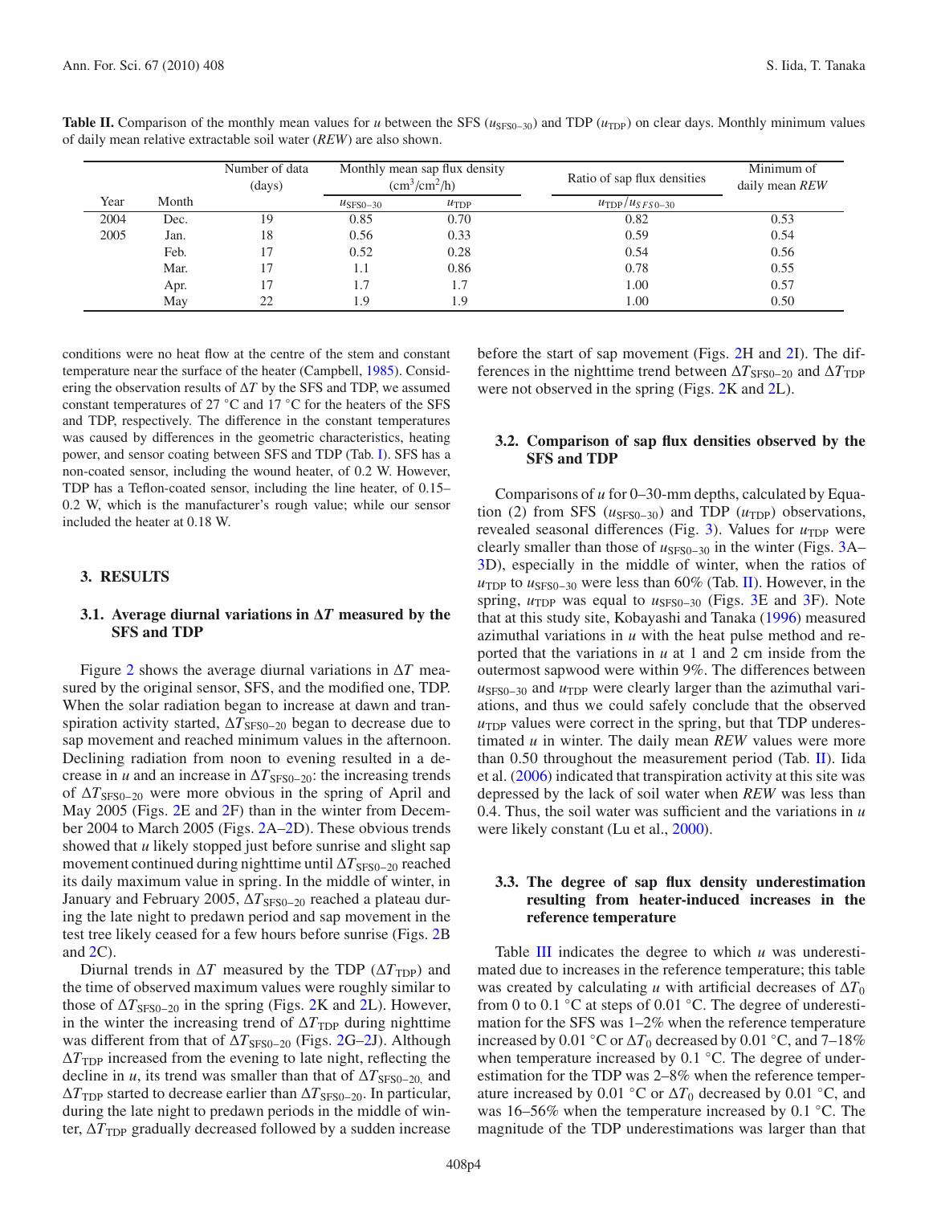**Table II.** Comparison of the monthly mean values for *u* between the SFS ($u_{SFS0-30}$) and TDP ($u_{TDP}$) on clear days. Monthly minimum values of daily mean relative extractable soil water (*REW*) are also shown.

| Year | Month | Number of data (days) | Monthly mean sap flux density ($cm^3/cm^2/h$) | | Ratio of sap flux densities | Minimum of daily mean *REW* |
|---|---|---|---|---|---|---|
| | | | $u_{SFS0-30}$ | $u_{TDP}$ | $u_{TDP}/u_{SFS0-30}$ | |
| 2004 | Dec. | 19 | 0.85 | 0.70 | 0.82 | 0.53 |
| 2005 | Jan. | 18 | 0.56 | 0.33 | 0.59 | 0.54 |
| | Feb. | 17 | 0.52 | 0.28 | 0.54 | 0.56 |
| | Mar. | 17 | 1.1 | 0.86 | 0.78 | 0.55 |
| | Apr. | 17 | 1.7 | 1.7 | 1.00 | 0.57 |
| | May | 22 | 1.9 | 1.9 | 1.00 | 0.50 |

conditions were no heat flow at the centre of the stem and constant temperature near the surface of the heater (Campbell, 1985). Considering the observation results of $\Delta T$ by the SFS and TDP, we assumed constant temperatures of 27 °C and 17 °C for the heaters of the SFS and TDP, respectively. The difference in the constant temperatures was caused by differences in the geometric characteristics, heating power, and sensor coating between SFS and TDP (Tab. I). SFS has a non-coated sensor, including the wound heater, of 0.2 W. However, TDP has a Teflon-coated sensor, including the line heater, of 0.15–0.2 W, which is the manufacturer's rough value; while our sensor included the heater at 0.18 W.

## 3. RESULTS

### 3.1. Average diurnal variations in $\Delta T$ measured by the SFS and TDP

Figure 2 shows the average diurnal variations in $\Delta T$ measured by the original sensor, SFS, and the modified one, TDP. When the solar radiation began to increase at dawn and transpiration activity started, $\Delta T_{SFS0-20}$ began to decrease due to sap movement and reached minimum values in the afternoon. Declining radiation from noon to evening resulted in a decrease in *u* and an increase in $\Delta T_{SFS0-20}$: the increasing trends of $\Delta T_{SFS0-20}$ were more obvious in the spring of April and May 2005 (Figs. 2E and 2F) than in the winter from December 2004 to March 2005 (Figs. 2A–2D). These obvious trends showed that *u* likely stopped just before sunrise and slight sap movement continued during nighttime until $\Delta T_{SFS0-20}$ reached its daily maximum value in spring. In the middle of winter, in January and February 2005, $\Delta T_{SFS0-20}$ reached a plateau during the late night to predawn period and sap movement in the test tree likely ceased for a few hours before sunrise (Figs. 2B and 2C).

Diurnal trends in $\Delta T$ measured by the TDP ($\Delta T_{TDP}$) and the time of observed maximum values were roughly similar to those of $\Delta T_{SFS0-20}$ in the spring (Figs. 2K and 2L). However, in the winter the increasing trend of $\Delta T_{TDP}$ during nighttime was different from that of $\Delta T_{SFS0-20}$ (Figs. 2G–2J). Although $\Delta T_{TDP}$ increased from the evening to late night, reflecting the decline in *u*, its trend was smaller than that of $\Delta T_{SFS0-20,}$ and $\Delta T_{TDP}$ started to decrease earlier than $\Delta T_{SFS0-20}$. In particular, during the late night to predawn periods in the middle of winter, $\Delta T_{TDP}$ gradually decreased followed by a sudden increase before the start of sap movement (Figs. 2H and 2I). The differences in the nighttime trend between $\Delta T_{SFS0-20}$ and $\Delta T_{TDP}$ were not observed in the spring (Figs. 2K and 2L).

### 3.2. Comparison of sap flux densities observed by the SFS and TDP

Comparisons of *u* for 0–30-mm depths, calculated by Equation (2) from SFS ($u_{SFS0-30}$) and TDP ($u_{TDP}$) observations, revealed seasonal differences (Fig. 3). Values for $u_{TDP}$ were clearly smaller than those of $u_{SFS0-30}$ in the winter (Figs. 3A–3D), especially in the middle of winter, when the ratios of $u_{TDP}$ to $u_{SFS0-30}$ were less than 60% (Tab. II). However, in the spring, $u_{TDP}$ was equal to $u_{SFS0-30}$ (Figs. 3E and 3F). Note that at this study site, Kobayashi and Tanaka (1996) measured azimuthal variations in *u* with the heat pulse method and reported that the variations in *u* at 1 and 2 cm inside from the outermost sapwood were within 9%. The differences between $u_{SFS0-30}$ and $u_{TDP}$ were clearly larger than the azimuthal variations, and thus we could safely conclude that the observed $u_{TDP}$ values were correct in the spring, but that TDP underestimated *u* in winter. The daily mean *REW* values were more than 0.50 throughout the measurement period (Tab. II). Iida et al. (2006) indicated that transpiration activity at this site was depressed by the lack of soil water when *REW* was less than 0.4. Thus, the soil water was sufficient and the variations in *u* were likely constant (Lu et al., 2000).

### 3.3. The degree of sap flux density underestimation resulting from heater-induced increases in the reference temperature

Table III indicates the degree to which *u* was underestimated due to increases in the reference temperature; this table was created by calculating *u* with artificial decreases of $\Delta T_0$ from 0 to 0.1 °C at steps of 0.01 °C. The degree of underestimation for the SFS was 1–2% when the reference temperature increased by 0.01 °C or $\Delta T_0$ decreased by 0.01 °C, and 7–18% when temperature increased by 0.1 °C. The degree of underestimation for the TDP was 2–8% when the reference temperature increased by 0.01 °C or $\Delta T_0$ decreased by 0.01 °C, and was 16–56% when the temperature increased by 0.1 °C. The magnitude of the TDP underestimations was larger than that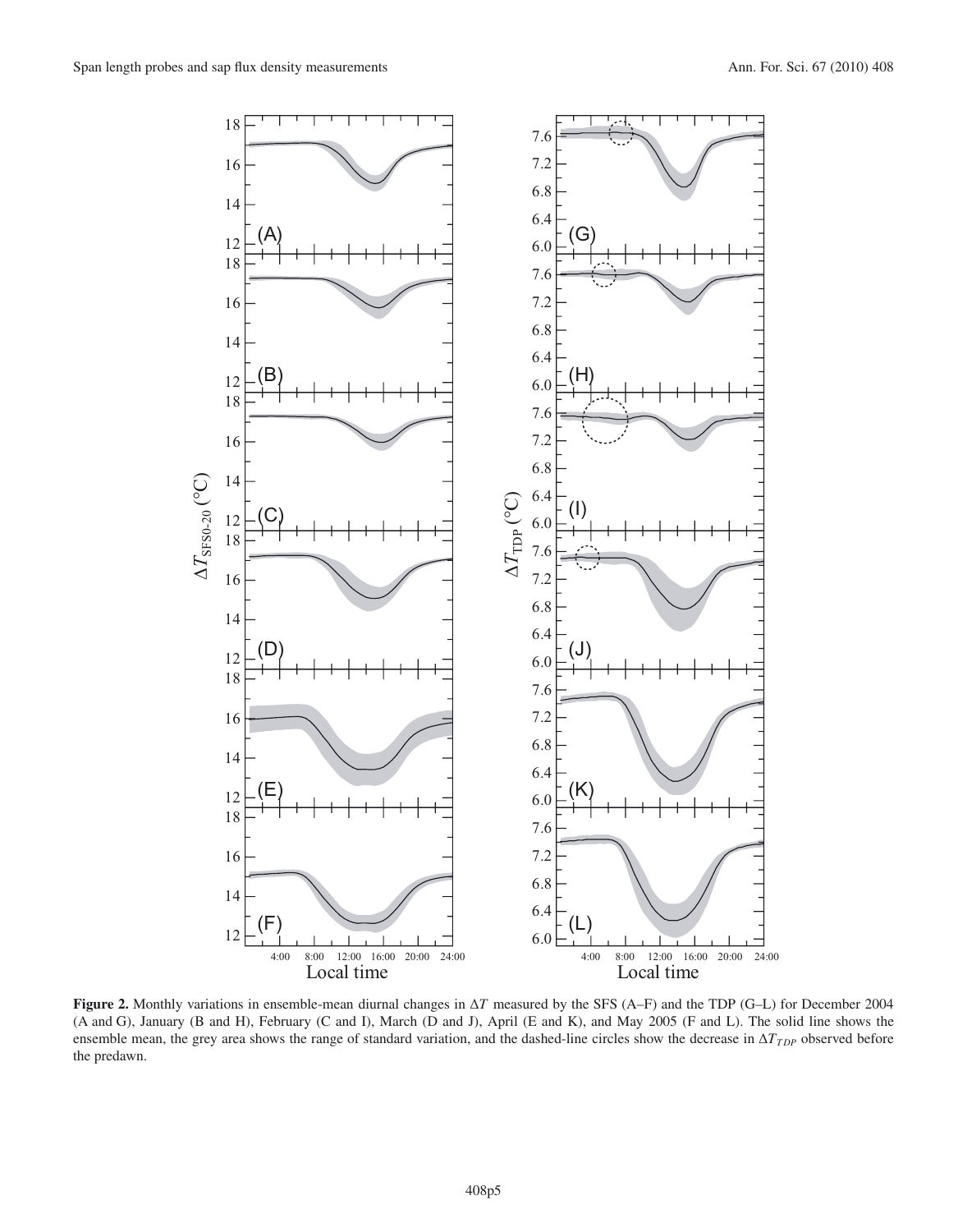**Figure 2.** Monthly variations in ensemble-mean diurnal changes in $\Delta T$ measured by the SFS (A–F) and the TDP (G–L) for December 2004 (A and G), January (B and H), February (C and I), March (D and J), April (E and K), and May 2005 (F and L). The solid line shows the ensemble mean, the grey area shows the range of standard variation, and the dashed-line circles show the decrease in $\Delta T_{TDP}$ observed before the predawn.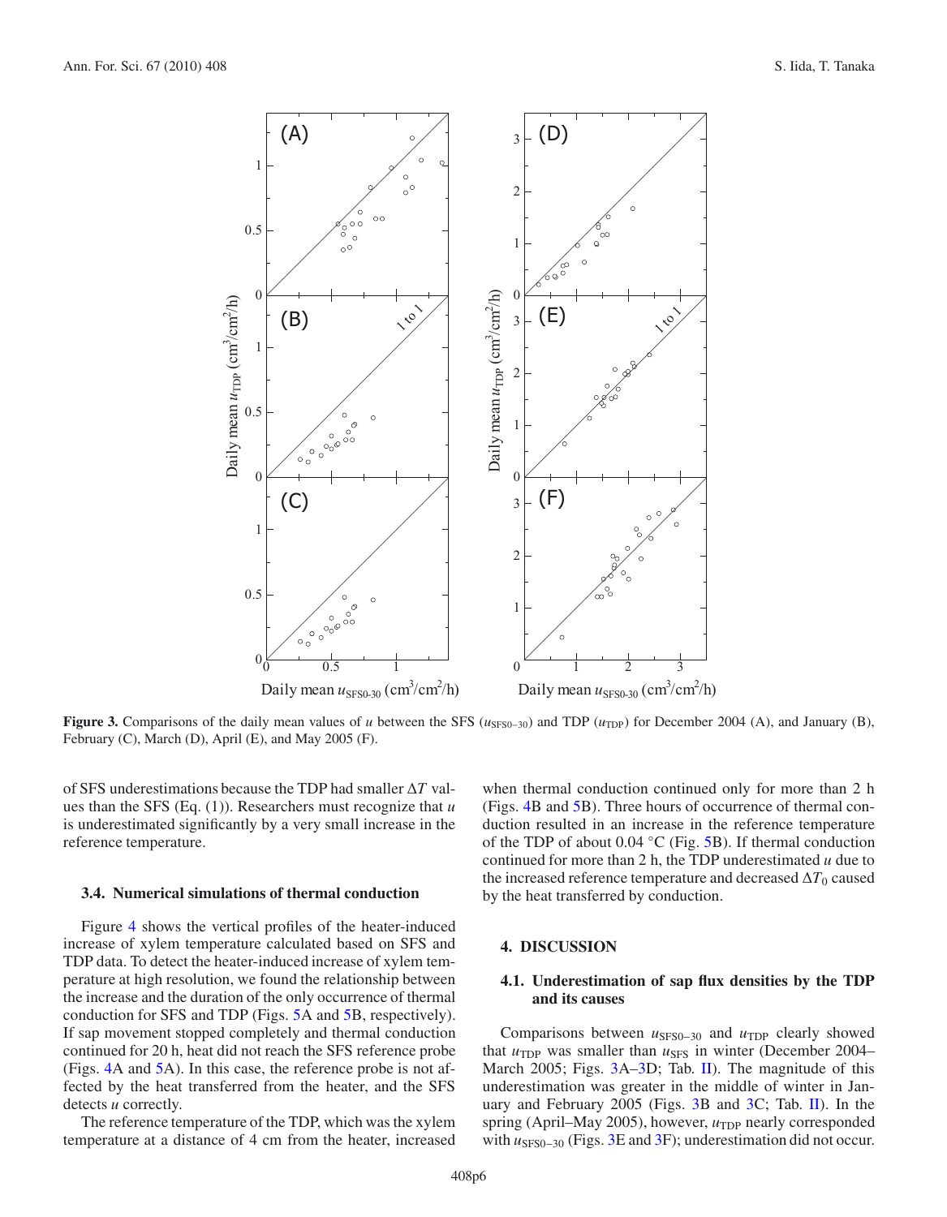**Figure 3.** Comparisons of the daily mean values of $u$ between the SFS ($u_{SFS0-30}$) and TDP ($u_{TDP}$) for December 2004 (A), and January (B), February (C), March (D), April (E), and May 2005 (F).

of SFS underestimations because the TDP had smaller $\Delta T$ values than the SFS (Eq. (1)). Researchers must recognize that $u$ is underestimated significantly by a very small increase in the reference temperature.

### 3.4. Numerical simulations of thermal conduction

Figure 4 shows the vertical profiles of the heater-induced increase of xylem temperature calculated based on SFS and TDP data. To detect the heater-induced increase of xylem temperature at high resolution, we found the relationship between the increase and the duration of the only occurrence of thermal conduction for SFS and TDP (Figs. 5A and 5B, respectively). If sap movement stopped completely and thermal conduction continued for 20 h, heat did not reach the SFS reference probe (Figs. 4A and 5A). In this case, the reference probe is not affected by the heat transferred from the heater, and the SFS detects $u$ correctly.

The reference temperature of the TDP, which was the xylem temperature at a distance of 4 cm from the heater, increased when thermal conduction continued only for more than 2 h (Figs. 4B and 5B). Three hours of occurrence of thermal conduction resulted in an increase in the reference temperature of the TDP of about 0.04 °C (Fig. 5B). If thermal conduction continued for more than 2 h, the TDP underestimated $u$ due to the increased reference temperature and decreased $\Delta T_0$ caused by the heat transferred by conduction.

## 4. DISCUSSION

### 4.1. Underestimation of sap flux densities by the TDP and its causes

Comparisons between $u_{SFS0-30}$ and $u_{TDP}$ clearly showed that $u_{TDP}$ was smaller than $u_{SFS}$ in winter (December 2004–March 2005; Figs. 3A–3D; Tab. II). The magnitude of this underestimation was greater in the middle of winter in January and February 2005 (Figs. 3B and 3C; Tab. II). In the spring (April–May 2005), however, $u_{TDP}$ nearly corresponded with $u_{SFS0-30}$ (Figs. 3E and 3F); underestimation did not occur.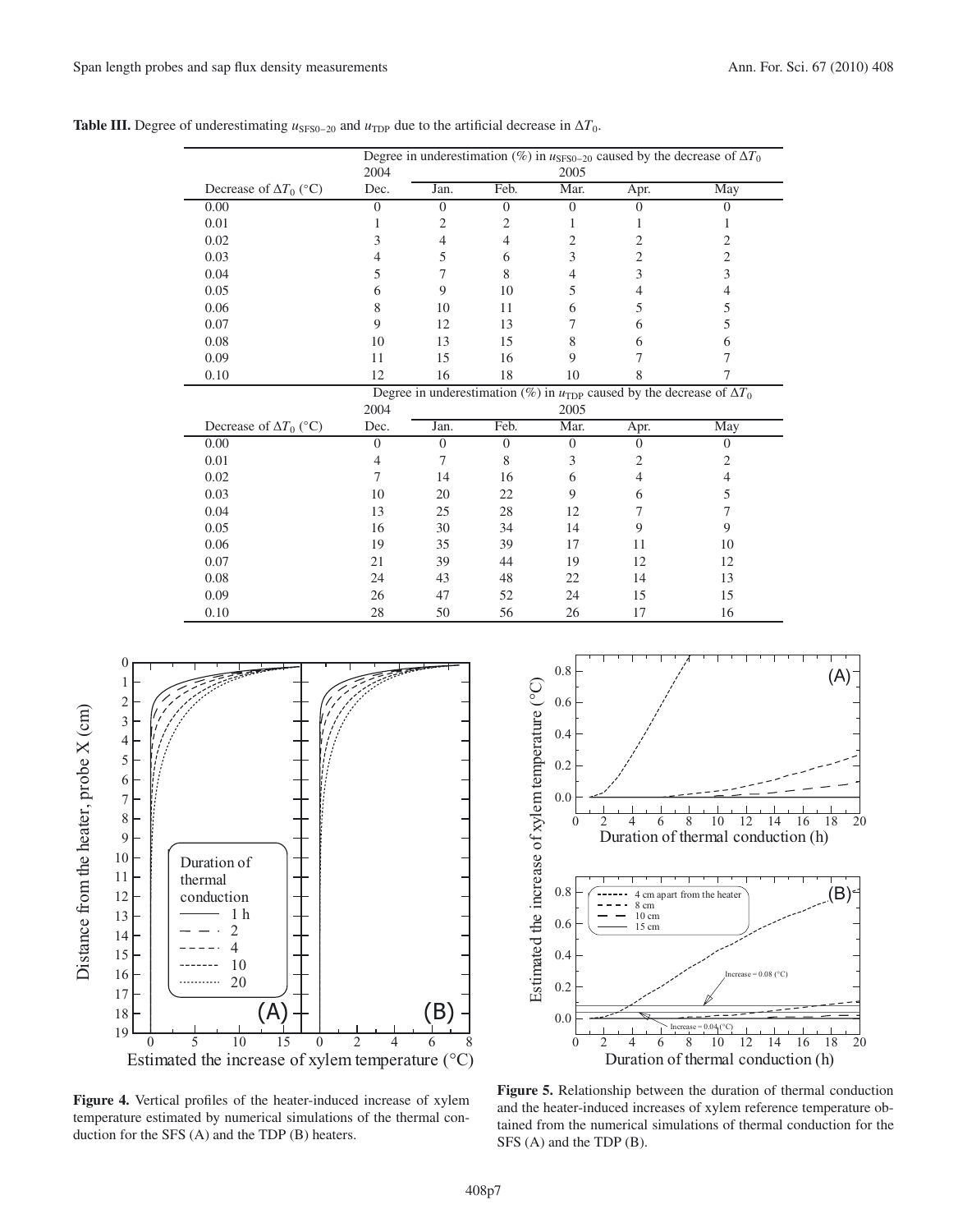**Table III.** Degree of underestimating $u_{SFS0-20}$ and $u_{TDP}$ due to the artificial decrease in $\Delta T_0$.

| | Degree in underestimation (%) in $u_{SFS0-20}$ caused by the decrease of $\Delta T_0$ | | | | | |
|---|---|---|---|---|---|---|
| | 2004 | 2005 | | | | |
| Decrease of $\Delta T_0$ (°C) | Dec. | Jan. | Feb. | Mar. | Apr. | May |
| 0.00 | 0 | 0 | 0 | 0 | 0 | 0 |
| 0.01 | 1 | 2 | 2 | 1 | 1 | 1 |
| 0.02 | 3 | 4 | 4 | 2 | 2 | 2 |
| 0.03 | 4 | 5 | 6 | 3 | 2 | 2 |
| 0.04 | 5 | 7 | 8 | 4 | 3 | 3 |
| 0.05 | 6 | 9 | 10 | 5 | 4 | 4 |
| 0.06 | 8 | 10 | 11 | 6 | 5 | 5 |
| 0.07 | 9 | 12 | 13 | 7 | 6 | 5 |
| 0.08 | 10 | 13 | 15 | 8 | 6 | 6 |
| 0.09 | 11 | 15 | 16 | 9 | 7 | 7 |
| 0.10 | 12 | 16 | 18 | 10 | 8 | 7 |
| | Degree in underestimation (%) in $u_{TDP}$ caused by the decrease of $\Delta T_0$ | | | | | |
| | 2004 | 2005 | | | | |
| Decrease of $\Delta T_0$ (°C) | Dec. | Jan. | Feb. | Mar. | Apr. | May |
| 0.00 | 0 | 0 | 0 | 0 | 0 | 0 |
| 0.01 | 4 | 7 | 8 | 3 | 2 | 2 |
| 0.02 | 7 | 14 | 16 | 6 | 4 | 4 |
| 0.03 | 10 | 20 | 22 | 9 | 6 | 5 |
| 0.04 | 13 | 25 | 28 | 12 | 7 | 7 |
| 0.05 | 16 | 30 | 34 | 14 | 9 | 9 |
| 0.06 | 19 | 35 | 39 | 17 | 11 | 10 |
| 0.07 | 21 | 39 | 44 | 19 | 12 | 12 |
| 0.08 | 24 | 43 | 48 | 22 | 14 | 13 |
| 0.09 | 26 | 47 | 52 | 24 | 15 | 15 |
| 0.10 | 28 | 50 | 56 | 26 | 17 | 16 |

**Figure 4.** Vertical profiles of the heater-induced increase of xylem temperature estimated by numerical simulations of the thermal conduction for the SFS (A) and the TDP (B) heaters.

**Figure 5.** Relationship between the duration of thermal conduction and the heater-induced increases of xylem reference temperature obtained from the numerical simulations of thermal conduction for the SFS (A) and the TDP (B).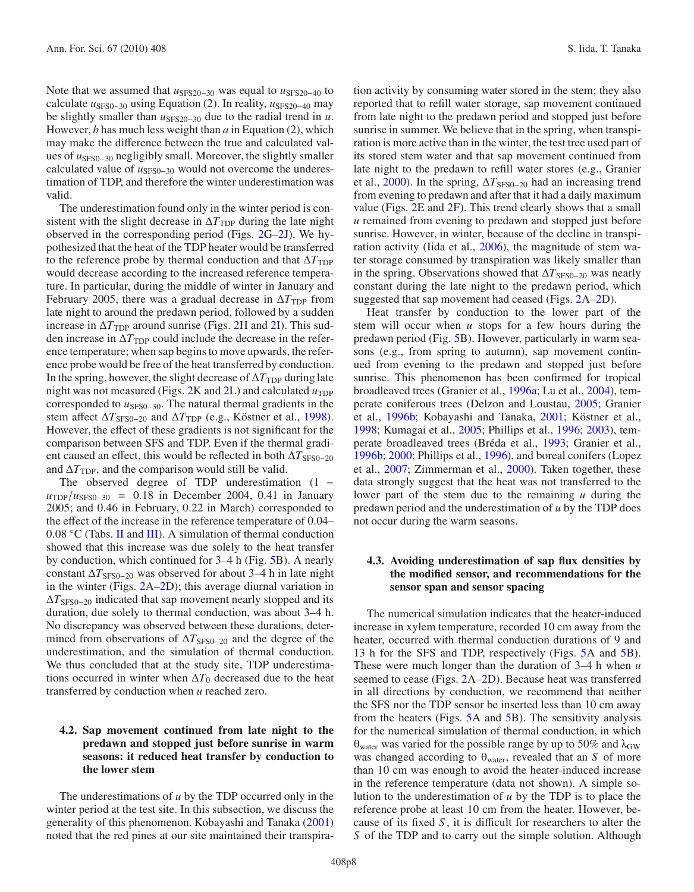Note that we assumed that $u_{SFS20-30}$ was equal to $u_{SFS20-40}$ to calculate $u_{SFS0-30}$ using Equation (2). In reality, $u_{SFS0-30}$ may be slightly smaller than $u_{SFS20-30}$ due to the radial trend in $u$. However, $b$ has much less weight than $a$ in Equation (2), which may make the difference between the true and calculated values of $u_{SFS0-30}$ negligibly small. Moreover, the slightly smaller calculated value of $u_{SFS0-30}$ would not overcome the underestimation of TDP, and therefore the winter underestimation was valid.

The underestimation found only in the winter period is consistent with the slight decrease in $\Delta T_{TDP}$ during the late night observed in the corresponding period (Figs. 2G–2J). We hypothesized that the heat of the TDP heater would be transferred to the reference probe by thermal conduction and that $\Delta T_{TDP}$ would decrease according to the increased reference temperature. In particular, during the middle of winter in January and February 2005, there was a gradual decrease in $\Delta T_{TDP}$ from late night to around the predawn period, followed by a sudden increase in $\Delta T_{TDP}$ around sunrise (Figs. 2H and 2I). This sudden increase in $\Delta T_{TDP}$ could include the decrease in the reference temperature; when sap begins to move upwards, the reference probe would be free of the heat transferred by conduction. In the spring, however, the slight decrease of $\Delta T_{TDP}$ during late night was not measured (Figs. 2K and 2L) and calculated $u_{TDP}$ corresponded to $u_{SFS0-30}$. The natural thermal gradients in the stem affect $\Delta T_{SFS0-20}$ and $\Delta T_{TDP}$ (e.g., Köstner et al., 1998). However, the effect of these gradients is not significant for the comparison between SFS and TDP. Even if the thermal gradient caused an effect, this would be reflected in both $\Delta T_{SFS0-20}$ and $\Delta T_{TDP}$, and the comparison would still be valid.

The observed degree of TDP underestimation ($1 - u_{TDP}/u_{SFS0-30}$ = 0.18 in December 2004, 0.41 in January 2005; and 0.46 in February, 0.22 in March) corresponded to the effect of the increase in the reference temperature of 0.04–0.08 °C (Tabs. II and III). A simulation of thermal conduction showed that this increase was due solely to the heat transfer by conduction, which continued for 3–4 h (Fig. 5B). A nearly constant $\Delta T_{SFS0-20}$ was observed for about 3–4 h in late night in the winter (Figs. 2A–2D); this average diurnal variation in $\Delta T_{SFS0-20}$ indicated that sap movement nearly stopped and its duration, due solely to thermal conduction, was about 3–4 h. No discrepancy was observed between these durations, determined from observations of $\Delta T_{SFS0-20}$ and the degree of the underestimation, and the simulation of thermal conduction. We thus concluded that at the study site, TDP underestimations occurred in winter when $\Delta T_0$ decreased due to the heat transferred by conduction when $u$ reached zero.

### 4.2. Sap movement continued from late night to the predawn and stopped just before sunrise in warm seasons: it reduced heat transfer by conduction to the lower stem

The underestimations of $u$ by the TDP occurred only in the winter period at the test site. In this subsection, we discuss the generality of this phenomenon. Kobayashi and Tanaka (2001) noted that the red pines at our site maintained their transpiration activity by consuming water stored in the stem; they also reported that to refill water storage, sap movement continued from late night to the predawn period and stopped just before sunrise in summer. We believe that in the spring, when transpiration is more active than in the winter, the test tree used part of its stored stem water and that sap movement continued from late night to the predawn to refill water stores (e.g., Granier et al., 2000). In the spring, $\Delta T_{SFS0-20}$ had an increasing trend from evening to predawn and after that it had a daily maximum value (Figs. 2E and 2F). This trend clearly shows that a small $u$ remained from evening to predawn and stopped just before sunrise. However, in winter, because of the decline in transpiration activity (Iida et al., 2006), the magnitude of stem water storage consumed by transpiration was likely smaller than in the spring. Observations showed that $\Delta T_{SFS0-20}$ was nearly constant during the late night to the predawn period, which suggested that sap movement had ceased (Figs. 2A–2D).

Heat transfer by conduction to the lower part of the stem will occur when $u$ stops for a few hours during the predawn period (Fig. 5B). However, particularly in warm seasons (e.g., from spring to autumn), sap movement continued from evening to the predawn and stopped just before sunrise. This phenomenon has been confirmed for tropical broadleaved trees (Granier et al., 1996a; Lu et al., 2004), temperate coniferous trees (Delzon and Loustau, 2005; Granier et al., 1996b; Kobayashi and Tanaka, 2001; Köstner et al., 1998; Kumagai et al., 2005; Phillips et al., 1996; 2003), temperate broadleaved trees (Bréda et al., 1993; Granier et al., 1996b; 2000; Phillips et al., 1996), and boreal conifers (Lopez et al., 2007; Zimmerman et al., 2000). Taken together, these data strongly suggest that the heat was not transferred to the lower part of the stem due to the remaining $u$ during the predawn period and the underestimation of $u$ by the TDP does not occur during the warm seasons.

### 4.3. Avoiding underestimation of sap flux densities by the modified sensor, and recommendations for the sensor span and sensor spacing

The numerical simulation indicates that the heater-induced increase in xylem temperature, recorded 10 cm away from the heater, occurred with thermal conduction durations of 9 and 13 h for the SFS and TDP, respectively (Figs. 5A and 5B). These were much longer than the duration of 3–4 h when $u$ seemed to cease (Figs. 2A–2D). Because heat was transferred in all directions by conduction, we recommend that neither the SFS nor the TDP sensor be inserted less than 10 cm away from the heaters (Figs. 5A and 5B). The sensitivity analysis for the numerical simulation of thermal conduction, in which $\theta_{water}$ was varied for the possible range by up to 50% and $\lambda_{GW}$ was changed according to $\theta_{water}$, revealed that an $S$ of more than 10 cm was enough to avoid the heater-induced increase in the reference temperature (data not shown). A simple solution to the underestimation of $u$ by the TDP is to place the reference probe at least 10 cm from the heater. However, because of its fixed $S$, it is difficult for researchers to alter the $S$ of the TDP and to carry out the simple solution. Although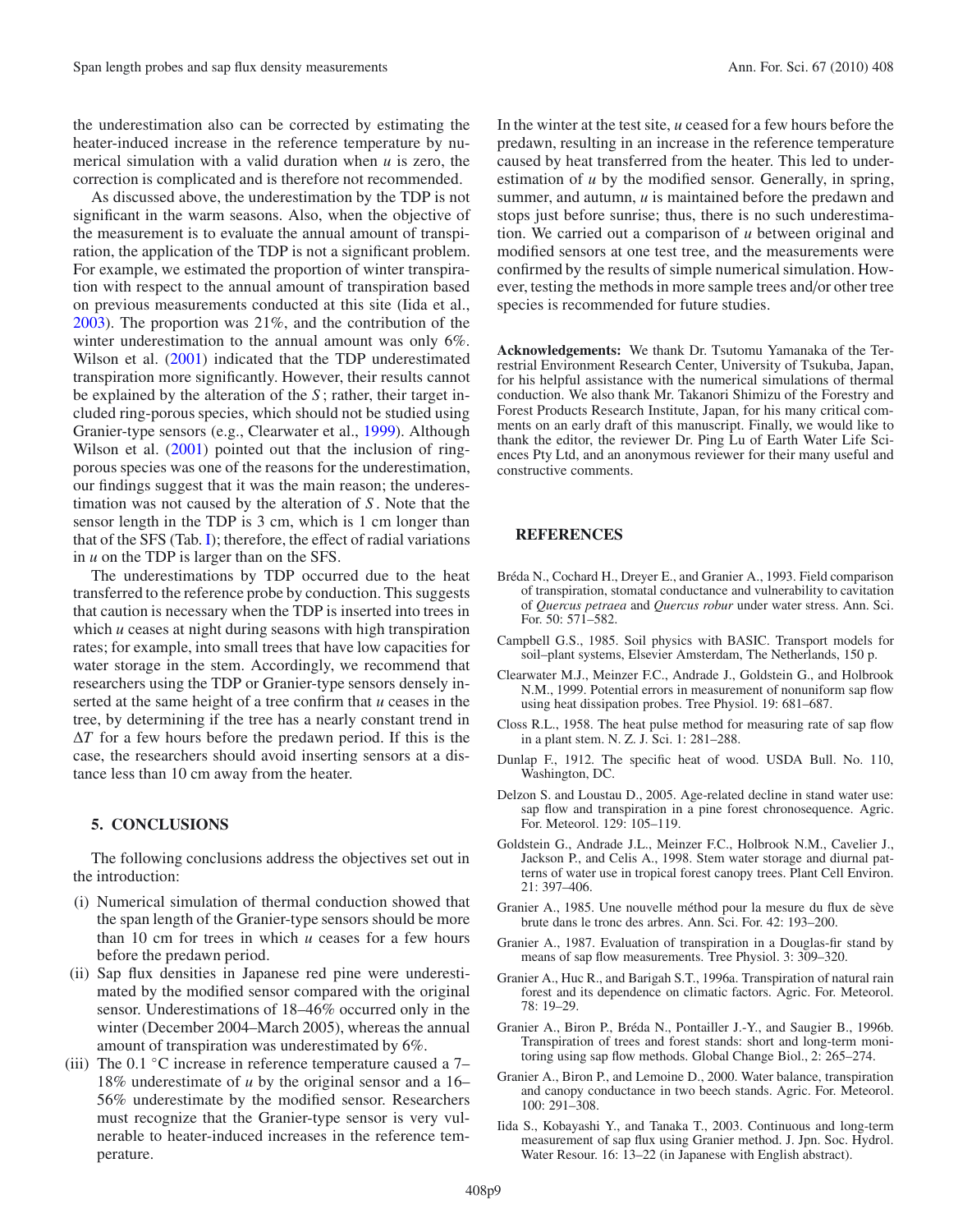the underestimation also can be corrected by estimating the heater-induced increase in the reference temperature by numerical simulation with a valid duration when $u$ is zero, the correction is complicated and is therefore not recommended.

As discussed above, the underestimation by the TDP is not significant in the warm seasons. Also, when the objective of the measurement is to evaluate the annual amount of transpiration, the application of the TDP is not a significant problem. For example, we estimated the proportion of winter transpiration with respect to the annual amount of transpiration based on previous measurements conducted at this site (Iida et al., 2003). The proportion was 21%, and the contribution of the winter underestimation to the annual amount was only 6%. Wilson et al. (2001) indicated that the TDP underestimated transpiration more significantly. However, their results cannot be explained by the alteration of the $S$; rather, their target included ring-porous species, which should not be studied using Granier-type sensors (e.g., Clearwater et al., 1999). Although Wilson et al. (2001) pointed out that the inclusion of ring-porous species was one of the reasons for the underestimation, our findings suggest that it was the main reason; the underestimation was not caused by the alteration of $S$. Note that the sensor length in the TDP is 3 cm, which is 1 cm longer than that of the SFS (Tab. I); therefore, the effect of radial variations in $u$ on the TDP is larger than on the SFS.

The underestimations by TDP occurred due to the heat transferred to the reference probe by conduction. This suggests that caution is necessary when the TDP is inserted into trees in which $u$ ceases at night during seasons with high transpiration rates; for example, into small trees that have low capacities for water storage in the stem. Accordingly, we recommend that researchers using the TDP or Granier-type sensors densely inserted at the same height of a tree confirm that $u$ ceases in the tree, by determining if the tree has a nearly constant trend in $\Delta T$ for a few hours before the predawn period. If this is the case, the researchers should avoid inserting sensors at a distance less than 10 cm away from the heater.

## 5. CONCLUSIONS

The following conclusions address the objectives set out in the introduction:

(i) Numerical simulation of thermal conduction showed that the span length of the Granier-type sensors should be more than 10 cm for trees in which $u$ ceases for a few hours before the predawn period.

(ii) Sap flux densities in Japanese red pine were underestimated by the modified sensor compared with the original sensor. Underestimations of 18–46% occurred only in the winter (December 2004–March 2005), whereas the annual amount of transpiration was underestimated by 6%.

(iii) The 0.1 °C increase in reference temperature caused a 7–18% underestimate of $u$ by the original sensor and a 16–56% underestimate by the modified sensor. Researchers must recognize that the Granier-type sensor is very vulnerable to heater-induced increases in the reference temperature.

In the winter at the test site, $u$ ceased for a few hours before the predawn, resulting in an increase in the reference temperature caused by heat transferred from the heater. This led to underestimation of $u$ by the modified sensor. Generally, in spring, summer, and autumn, $u$ is maintained before the predawn and stops just before sunrise; thus, there is no such underestimation. We carried out a comparison of $u$ between original and modified sensors at one test tree, and the measurements were confirmed by the results of simple numerical simulation. However, testing the methods in more sample trees and/or other tree species is recommended for future studies.

**Acknowledgements:** We thank Dr. Tsutomu Yamanaka of the Terrestrial Environment Research Center, University of Tsukuba, Japan, for his helpful assistance with the numerical simulations of thermal conduction. We also thank Mr. Takanori Shimizu of the Forestry and Forest Products Research Institute, Japan, for his many critical comments on an early draft of this manuscript. Finally, we would like to thank the editor, the reviewer Dr. Ping Lu of Earth Water Life Sciences Pty Ltd, and an anonymous reviewer for their many useful and constructive comments.

## REFERENCES

Bréda N., Cochard H., Dreyer E., and Granier A., 1993. Field comparison of transpiration, stomatal conductance and vulnerability to cavitation of *Quercus petraea* and *Quercus robur* under water stress. Ann. Sci. For. 50: 571–582.

Campbell G.S., 1985. Soil physics with BASIC. Transport models for soil–plant systems, Elsevier Amsterdam, The Netherlands, 150 p.

Clearwater M.J., Meinzer F.C., Andrade J.L., Goldstein G., and Holbrook N.M., 1999. Potential errors in measurement of nonuniform sap flow using heat dissipation probes. Tree Physiol. 19: 681–687.

Closs R.L., 1958. The heat pulse method for measuring rate of sap flow in a plant stem. N. Z. J. Sci. 1: 281–288.

Dunlap F., 1912. The specific heat of wood. USDA Bull. No. 110, Washington, DC.

Delzon S. and Loustau D., 2005. Age-related decline in stand water use: sap flow and transpiration in a pine forest chronosequence. Agric. For. Meteorol. 129: 105–119.

Goldstein G., Andrade J.L., Meinzer F.C., Holbrook N.M., Cavelier J., Jackson P., and Celis A., 1998. Stem water storage and diurnal patterns of water use in tropical forest canopy trees. Plant Cell Environ. 21: 397–406.

Granier A., 1985. Une nouvelle méthode pour la mesure du flux de sève brute dans le tronc des arbres. Ann. Sci. For. 42: 193–200.

Granier A., 1987. Evaluation of transpiration in a Douglas-fir stand by means of sap flow measurements. Tree Physiol. 3: 309–320.

Granier A., Huc R., and Barigah S.T., 1996a. Transpiration of natural rain forest and its dependence on climatic factors. Agric. For. Meteorol. 78: 19–29.

Granier A., Biron P., Bréda N., Pontailler J.-Y., and Saugier B., 1996b. Transpiration of trees and forest stands: short and long-term monitoring using sap flow methods. Global Change Biol., 2: 265–274.

Granier A., Biron P., and Lemoine D., 2000. Water balance, transpiration and canopy conductance in two beech stands. Agric. For. Meteorol. 100: 291–308.

Iida S., Kobayashi Y., and Tanaka T., 2003. Continuous and long-term measurement of sap flux using Granier method. J. Jpn. Soc. Hydrol. Water Resour. 16: 13–22 (in Japanese with English abstract).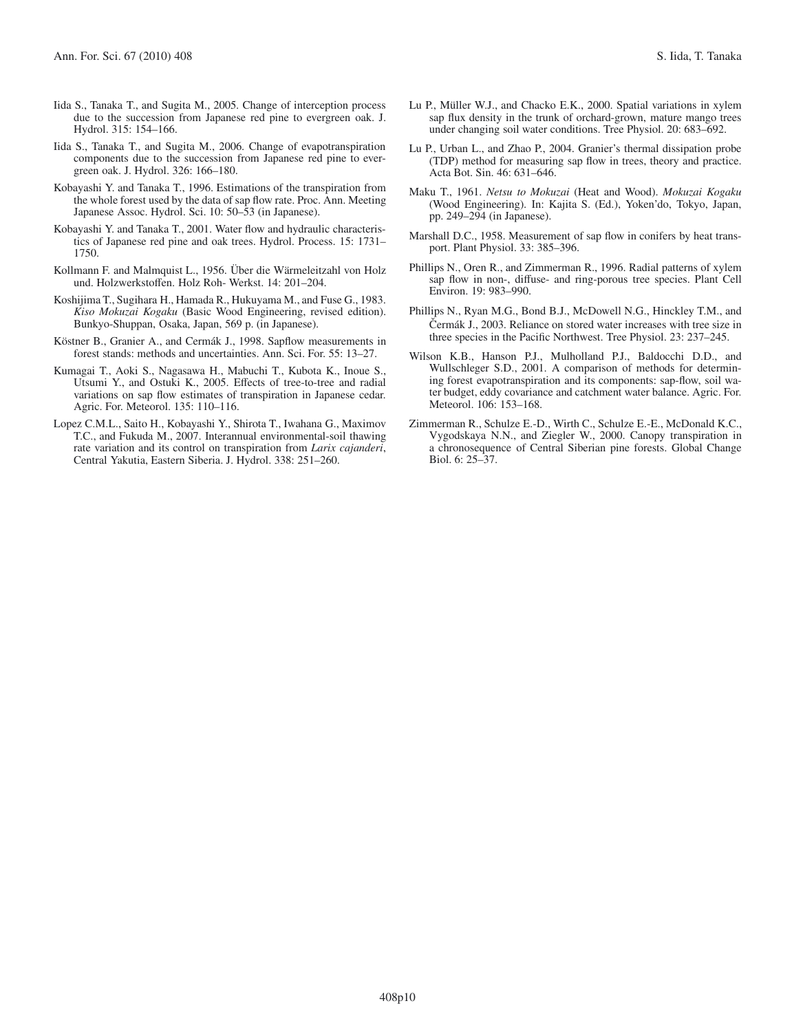Iida S., Tanaka T., and Sugita M., 2005. Change of interception process due to the succession from Japanese red pine to evergreen oak. J. Hydrol. 315: 154–166.

Iida S., Tanaka T., and Sugita M., 2006. Change of evapotranspiration components due to the succession from Japanese red pine to evergreen oak. J. Hydrol. 326: 166–180.

Kobayashi Y. and Tanaka T., 1996. Estimations of the transpiration from the whole forest used by the data of sap flow rate. Proc. Ann. Meeting Japanese Assoc. Hydrol. Sci. 10: 50–53 (in Japanese).

Kobayashi Y. and Tanaka T., 2001. Water flow and hydraulic characteristics of Japanese red pine and oak trees. Hydrol. Process. 15: 1731–1750.

Kollmann F. and Malmquist L., 1956. Über die Wärmeleitzahl von Holz und. Holzwerkstoffen. Holz Roh- Werkst. 14: 201–204.

Koshijima T., Sugihara H., Hamada R., Hukuyama M., and Fuse G., 1983. *Kiso Mokuzai Kogaku* (Basic Wood Engineering, revised edition). Bunkyo-Shuppan, Osaka, Japan, 569 p. (in Japanese).

Köstner B., Granier A., and Cermák J., 1998. Sapflow measurements in forest stands: methods and uncertainties. Ann. Sci. For. 55: 13–27.

Kumagai T., Aoki S., Nagasawa H., Mabuchi T., Kubota K., Inoue S., Utsumi Y., and Ostuki K., 2005. Effects of tree-to-tree and radial variations on sap flow estimates of transpiration in Japanese cedar. Agric. For. Meteorol. 135: 110–116.

Lopez C.M.L., Saito H., Kobayashi Y., Shirota T., Iwahana G., Maximov T.C., and Fukuda M., 2007. Interannual environmental-soil thawing rate variation and its control on transpiration from *Larix cajanderi*, Central Yakutia, Eastern Siberia. J. Hydrol. 338: 251–260.

Lu P., Müller W.J., and Chacko E.K., 2000. Spatial variations in xylem sap flux density in the trunk of orchard-grown, mature mango trees under changing soil water conditions. Tree Physiol. 20: 683–692.

Lu P., Urban L., and Zhao P., 2004. Granier's thermal dissipation probe (TDP) method for measuring sap flow in trees, theory and practice. Acta Bot. Sin. 46: 631–646.

Maku T., 1961. *Netsu to Mokuzai* (Heat and Wood). *Mokuzai Kogaku* (Wood Engineering). In: Kajita S. (Ed.), Yoken'do, Tokyo, Japan, pp. 249–294 (in Japanese).

Marshall D.C., 1958. Measurement of sap flow in conifers by heat transport. Plant Physiol. 33: 385–396.

Phillips N., Oren R., and Zimmerman R., 1996. Radial patterns of xylem sap flow in non-, diffuse- and ring-porous tree species. Plant Cell Environ. 19: 983–990.

Phillips N., Ryan M.G., Bond B.J., McDowell N.G., Hinckley T.M., and Čermák J., 2003. Reliance on stored water increases with tree size in three species in the Pacific Northwest. Tree Physiol. 23: 237–245.

Wilson K.B., Hanson P.J., Mulholland P.J., Baldocchi D.D., and Wullschleger S.D., 2001. A comparison of methods for determining forest evapotranspiration and its components: sap-flow, soil water budget, eddy covariance and catchment water balance. Agric. For. Meteorol. 106: 153–168.

Zimmerman R., Schulze E.-D., Wirth C., Schulze E.-E., McDonald K.C., Vygodskaya N.N., and Ziegler W., 2000. Canopy transpiration in a chronosequence of Central Siberian pine forests. Global Change Biol. 6: 25–37.